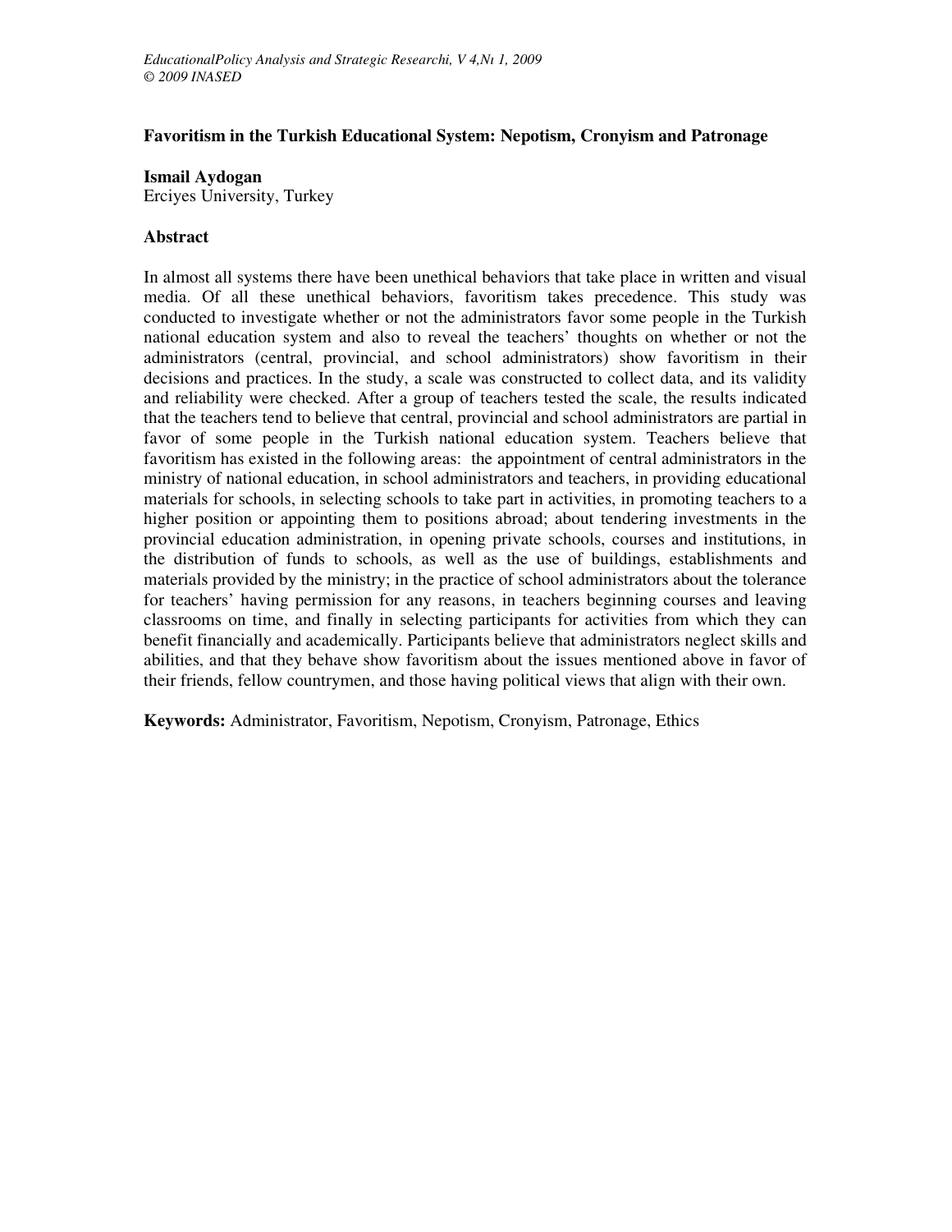# Favoritism in the Turkish Educational System: Nepotism, Cronyism and Patronage

**Ismail Aydogan**
Erciyes University, Turkey

## Abstract

In almost all systems there have been unethical behaviors that take place in written and visual media. Of all these unethical behaviors, favoritism takes precedence. This study was conducted to investigate whether or not the administrators favor some people in the Turkish national education system and also to reveal the teachers' thoughts on whether or not the administrators (central, provincial, and school administrators) show favoritism in their decisions and practices. In the study, a scale was constructed to collect data, and its validity and reliability were checked. After a group of teachers tested the scale, the results indicated that the teachers tend to believe that central, provincial and school administrators are partial in favor of some people in the Turkish national education system. Teachers believe that favoritism has existed in the following areas: the appointment of central administrators in the ministry of national education, in school administrators and teachers, in providing educational materials for schools, in selecting schools to take part in activities, in promoting teachers to a higher position or appointing them to positions abroad; about tendering investments in the provincial education administration, in opening private schools, courses and institutions, in the distribution of funds to schools, as well as the use of buildings, establishments and materials provided by the ministry; in the practice of school administrators about the tolerance for teachers' having permission for any reasons, in teachers beginning courses and leaving classrooms on time, and finally in selecting participants for activities from which they can benefit financially and academically. Participants believe that administrators neglect skills and abilities, and that they behave show favoritism about the issues mentioned above in favor of their friends, fellow countrymen, and those having political views that align with their own.

**Keywords:** Administrator, Favoritism, Nepotism, Cronyism, Patronage, Ethics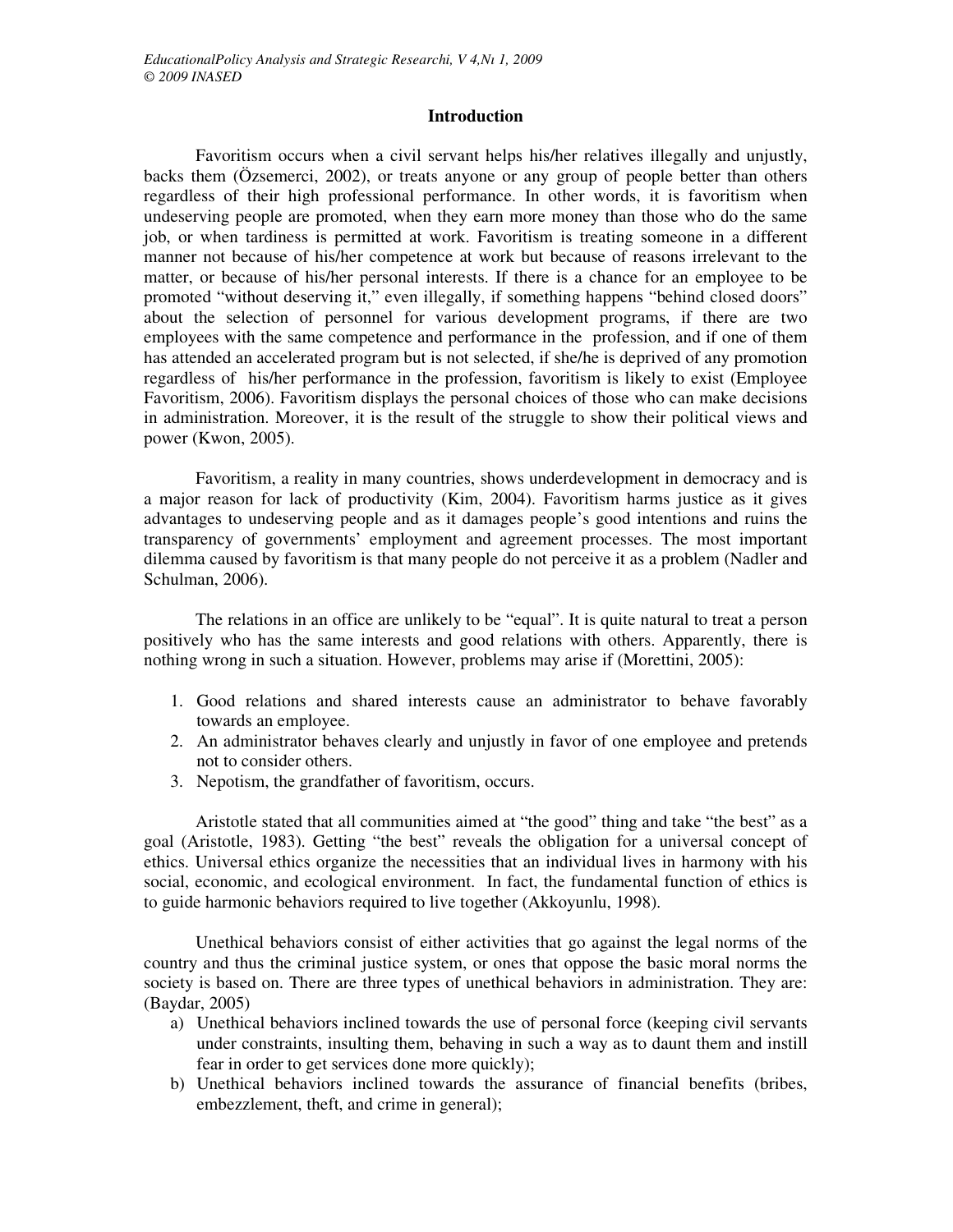## Introduction

Favoritism occurs when a civil servant helps his/her relatives illegally and unjustly, backs them (Özsemerci, 2002), or treats anyone or any group of people better than others regardless of their high professional performance. In other words, it is favoritism when undeserving people are promoted, when they earn more money than those who do the same job, or when tardiness is permitted at work. Favoritism is treating someone in a different manner not because of his/her competence at work but because of reasons irrelevant to the matter, or because of his/her personal interests. If there is a chance for an employee to be promoted "without deserving it," even illegally, if something happens "behind closed doors" about the selection of personnel for various development programs, if there are two employees with the same competence and performance in the profession, and if one of them has attended an accelerated program but is not selected, if she/he is deprived of any promotion regardless of his/her performance in the profession, favoritism is likely to exist (Employee Favoritism, 2006). Favoritism displays the personal choices of those who can make decisions in administration. Moreover, it is the result of the struggle to show their political views and power (Kwon, 2005).

Favoritism, a reality in many countries, shows underdevelopment in democracy and is a major reason for lack of productivity (Kim, 2004). Favoritism harms justice as it gives advantages to undeserving people and as it damages people's good intentions and ruins the transparency of governments' employment and agreement processes. The most important dilemma caused by favoritism is that many people do not perceive it as a problem (Nadler and Schulman, 2006).

The relations in an office are unlikely to be "equal". It is quite natural to treat a person positively who has the same interests and good relations with others. Apparently, there is nothing wrong in such a situation. However, problems may arise if (Morettini, 2005):

1. Good relations and shared interests cause an administrator to behave favorably towards an employee.
2. An administrator behaves clearly and unjustly in favor of one employee and pretends not to consider others.
3. Nepotism, the grandfather of favoritism, occurs.

Aristotle stated that all communities aimed at "the good" thing and take "the best" as a goal (Aristotle, 1983). Getting "the best" reveals the obligation for a universal concept of ethics. Universal ethics organize the necessities that an individual lives in harmony with his social, economic, and ecological environment. In fact, the fundamental function of ethics is to guide harmonic behaviors required to live together (Akkoyunlu, 1998).

Unethical behaviors consist of either activities that go against the legal norms of the country and thus the criminal justice system, or ones that oppose the basic moral norms the society is based on. There are three types of unethical behaviors in administration. They are: (Baydar, 2005)

a) Unethical behaviors inclined towards the use of personal force (keeping civil servants under constraints, insulting them, behaving in such a way as to daunt them and instill fear in order to get services done more quickly);
b) Unethical behaviors inclined towards the assurance of financial benefits (bribes, embezzlement, theft, and crime in general);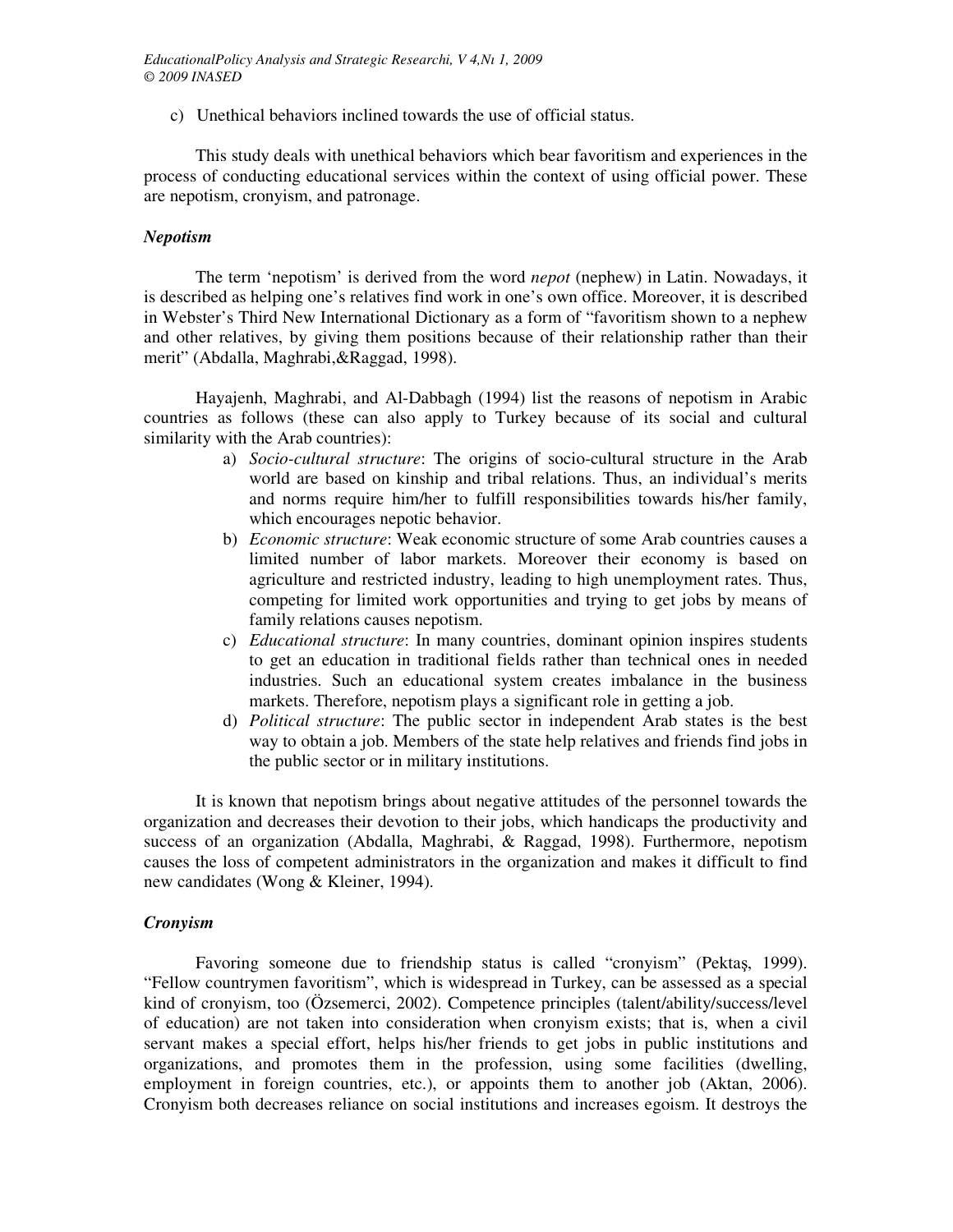c) Unethical behaviors inclined towards the use of official status.

This study deals with unethical behaviors which bear favoritism and experiences in the process of conducting educational services within the context of using official power. These are nepotism, cronyism, and patronage.

### *Nepotism*

The term 'nepotism' is derived from the word *nepot* (nephew) in Latin. Nowadays, it is described as helping one's relatives find work in one's own office. Moreover, it is described in Webster's Third New International Dictionary as a form of "favoritism shown to a nephew and other relatives, by giving them positions because of their relationship rather than their merit" (Abdalla, Maghrabi,&Raggad, 1998).

Hayajenh, Maghrabi, and Al-Dabbagh (1994) list the reasons of nepotism in Arabic countries as follows (these can also apply to Turkey because of its social and cultural similarity with the Arab countries):

a) *Socio-cultural structure*: The origins of socio-cultural structure in the Arab world are based on kinship and tribal relations. Thus, an individual's merits and norms require him/her to fulfill responsibilities towards his/her family, which encourages nepotic behavior.
b) *Economic structure*: Weak economic structure of some Arab countries causes a limited number of labor markets. Moreover their economy is based on agriculture and restricted industry, leading to high unemployment rates. Thus, competing for limited work opportunities and trying to get jobs by means of family relations causes nepotism.
c) *Educational structure*: In many countries, dominant opinion inspires students to get an education in traditional fields rather than technical ones in needed industries. Such an educational system creates imbalance in the business markets. Therefore, nepotism plays a significant role in getting a job.
d) *Political structure*: The public sector in independent Arab states is the best way to obtain a job. Members of the state help relatives and friends find jobs in the public sector or in military institutions.

It is known that nepotism brings about negative attitudes of the personnel towards the organization and decreases their devotion to their jobs, which handicaps the productivity and success of an organization (Abdalla, Maghrabi, & Raggad, 1998). Furthermore, nepotism causes the loss of competent administrators in the organization and makes it difficult to find new candidates (Wong & Kleiner, 1994).

### *Cronyism*

Favoring someone due to friendship status is called "cronyism" (Pektaş, 1999). "Fellow countrymen favoritism", which is widespread in Turkey, can be assessed as a special kind of cronyism, too (Özsemerci, 2002). Competence principles (talent/ability/success/level of education) are not taken into consideration when cronyism exists; that is, when a civil servant makes a special effort, helps his/her friends to get jobs in public institutions and organizations, and promotes them in the profession, using some facilities (dwelling, employment in foreign countries, etc.), or appoints them to another job (Aktan, 2006). Cronyism both decreases reliance on social institutions and increases egoism. It destroys the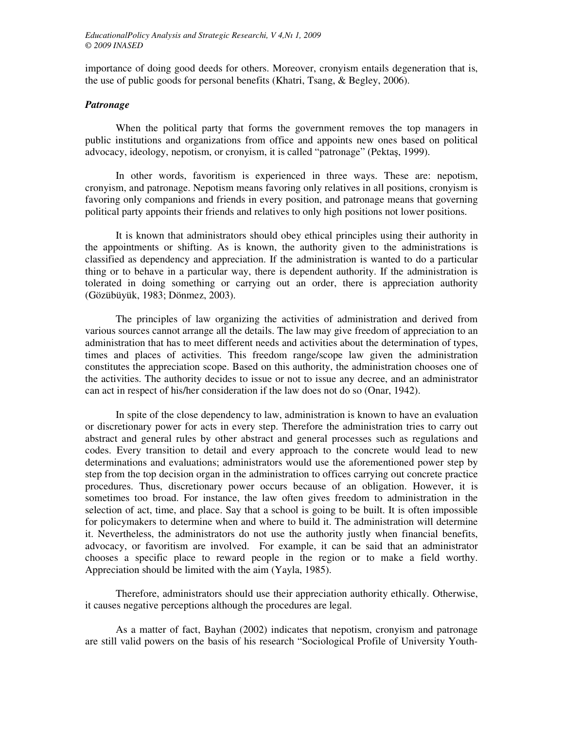importance of doing good deeds for others. Moreover, cronyism entails degeneration that is, the use of public goods for personal benefits (Khatri, Tsang, & Begley, 2006).

### *Patronage*

When the political party that forms the government removes the top managers in public institutions and organizations from office and appoints new ones based on political advocacy, ideology, nepotism, or cronyism, it is called "patronage" (Pektaş, 1999).

In other words, favoritism is experienced in three ways. These are: nepotism, cronyism, and patronage. Nepotism means favoring only relatives in all positions, cronyism is favoring only companions and friends in every position, and patronage means that governing political party appoints their friends and relatives to only high positions not lower positions.

It is known that administrators should obey ethical principles using their authority in the appointments or shifting. As is known, the authority given to the administrations is classified as dependency and appreciation. If the administration is wanted to do a particular thing or to behave in a particular way, there is dependent authority. If the administration is tolerated in doing something or carrying out an order, there is appreciation authority (Gözübüyük, 1983; Dönmez, 2003).

The principles of law organizing the activities of administration and derived from various sources cannot arrange all the details. The law may give freedom of appreciation to an administration that has to meet different needs and activities about the determination of types, times and places of activities. This freedom range/scope law given the administration constitutes the appreciation scope. Based on this authority, the administration chooses one of the activities. The authority decides to issue or not to issue any decree, and an administrator can act in respect of his/her consideration if the law does not do so (Onar, 1942).

In spite of the close dependency to law, administration is known to have an evaluation or discretionary power for acts in every step. Therefore the administration tries to carry out abstract and general rules by other abstract and general processes such as regulations and codes. Every transition to detail and every approach to the concrete would lead to new determinations and evaluations; administrators would use the aforementioned power step by step from the top decision organ in the administration to offices carrying out concrete practice procedures. Thus, discretionary power occurs because of an obligation. However, it is sometimes too broad. For instance, the law often gives freedom to administration in the selection of act, time, and place. Say that a school is going to be built. It is often impossible for policymakers to determine when and where to build it. The administration will determine it. Nevertheless, the administrators do not use the authority justly when financial benefits, advocacy, or favoritism are involved. For example, it can be said that an administrator chooses a specific place to reward people in the region or to make a field worthy. Appreciation should be limited with the aim (Yayla, 1985).

Therefore, administrators should use their appreciation authority ethically. Otherwise, it causes negative perceptions although the procedures are legal.

As a matter of fact, Bayhan (2002) indicates that nepotism, cronyism and patronage are still valid powers on the basis of his research "Sociological Profile of University Youth-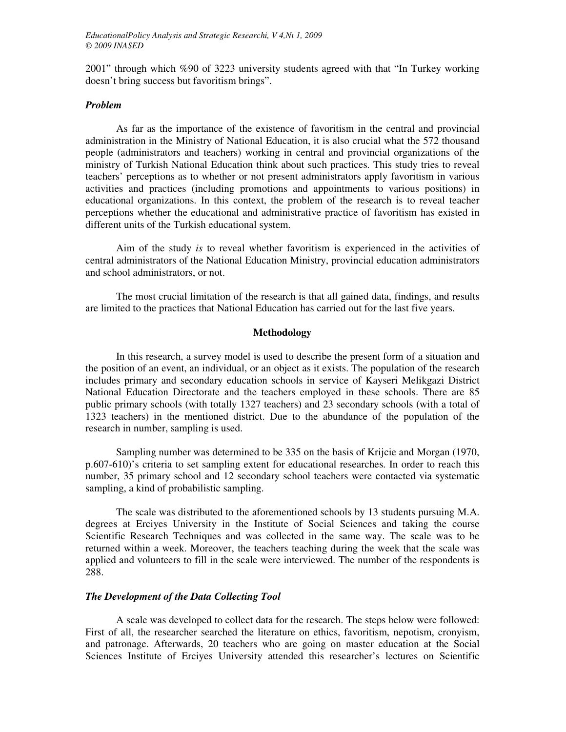2001" through which %90 of 3223 university students agreed with that "In Turkey working doesn't bring success but favoritism brings".

### *Problem*

As far as the importance of the existence of favoritism in the central and provincial administration in the Ministry of National Education, it is also crucial what the 572 thousand people (administrators and teachers) working in central and provincial organizations of the ministry of Turkish National Education think about such practices. This study tries to reveal teachers' perceptions as to whether or not present administrators apply favoritism in various activities and practices (including promotions and appointments to various positions) in educational organizations. In this context, the problem of the research is to reveal teacher perceptions whether the educational and administrative practice of favoritism has existed in different units of the Turkish educational system.

Aim of the study *is* to reveal whether favoritism is experienced in the activities of central administrators of the National Education Ministry, provincial education administrators and school administrators, or not.

The most crucial limitation of the research is that all gained data, findings, and results are limited to the practices that National Education has carried out for the last five years.

## Methodology

In this research, a survey model is used to describe the present form of a situation and the position of an event, an individual, or an object as it exists. The population of the research includes primary and secondary education schools in service of Kayseri Melikgazi District National Education Directorate and the teachers employed in these schools. There are 85 public primary schools (with totally 1327 teachers) and 23 secondary schools (with a total of 1323 teachers) in the mentioned district. Due to the abundance of the population of the research in number, sampling is used.

Sampling number was determined to be 335 on the basis of Krijcie and Morgan (1970, p.607-610)'s criteria to set sampling extent for educational researches. In order to reach this number, 35 primary school and 12 secondary school teachers were contacted via systematic sampling, a kind of probabilistic sampling.

The scale was distributed to the aforementioned schools by 13 students pursuing M.A. degrees at Erciyes University in the Institute of Social Sciences and taking the course Scientific Research Techniques and was collected in the same way. The scale was to be returned within a week. Moreover, the teachers teaching during the week that the scale was applied and volunteers to fill in the scale were interviewed. The number of the respondents is 288.

### *The Development of the Data Collecting Tool*

A scale was developed to collect data for the research. The steps below were followed: First of all, the researcher searched the literature on ethics, favoritism, nepotism, cronyism, and patronage. Afterwards, 20 teachers who are going on master education at the Social Sciences Institute of Erciyes University attended this researcher's lectures on Scientific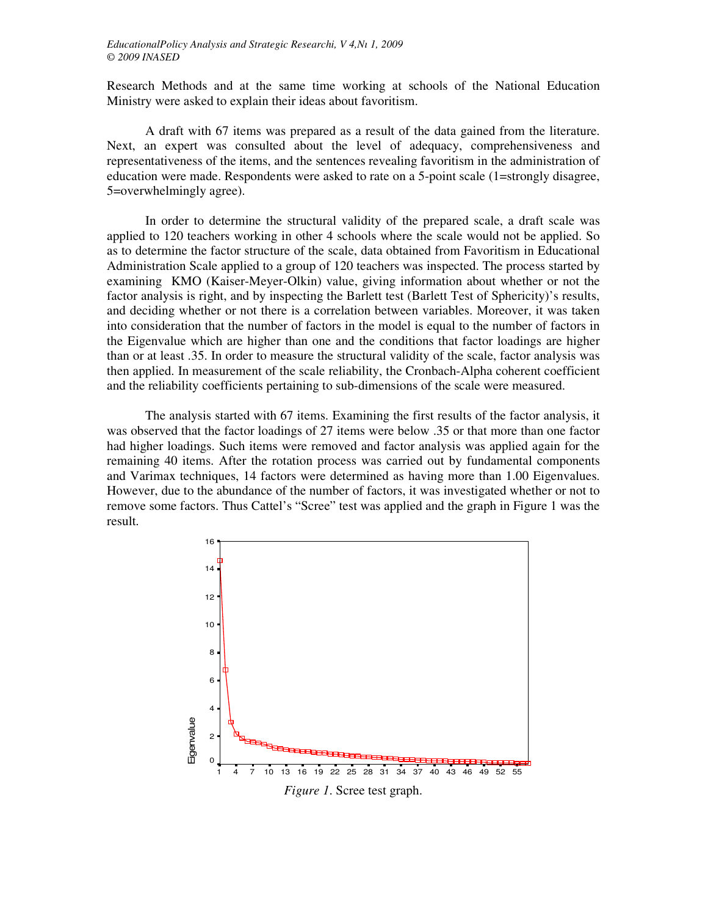Research Methods and at the same time working at schools of the National Education Ministry were asked to explain their ideas about favoritism.

A draft with 67 items was prepared as a result of the data gained from the literature. Next, an expert was consulted about the level of adequacy, comprehensiveness and representativeness of the items, and the sentences revealing favoritism in the administration of education were made. Respondents were asked to rate on a 5-point scale (1=strongly disagree, 5=overwhelmingly agree).

In order to determine the structural validity of the prepared scale, a draft scale was applied to 120 teachers working in other 4 schools where the scale would not be applied. So as to determine the factor structure of the scale, data obtained from Favoritism in Educational Administration Scale applied to a group of 120 teachers was inspected. The process started by examining KMO (Kaiser-Meyer-Olkin) value, giving information about whether or not the factor analysis is right, and by inspecting the Barlett test (Barlett Test of Sphericity)'s results, and deciding whether or not there is a correlation between variables. Moreover, it was taken into consideration that the number of factors in the model is equal to the number of factors in the Eigenvalue which are higher than one and the conditions that factor loadings are higher than or at least .35. In order to measure the structural validity of the scale, factor analysis was then applied. In measurement of the scale reliability, the Cronbach-Alpha coherent coefficient and the reliability coefficients pertaining to sub-dimensions of the scale were measured.

The analysis started with 67 items. Examining the first results of the factor analysis, it was observed that the factor loadings of 27 items were below .35 or that more than one factor had higher loadings. Such items were removed and factor analysis was applied again for the remaining 40 items. After the rotation process was carried out by fundamental components and Varimax techniques, 14 factors were determined as having more than 1.00 Eigenvalues. However, due to the abundance of the number of factors, it was investigated whether or not to remove some factors. Thus Cattel's "Scree" test was applied and the graph in Figure 1 was the result.

*Figure 1*. Scree test graph.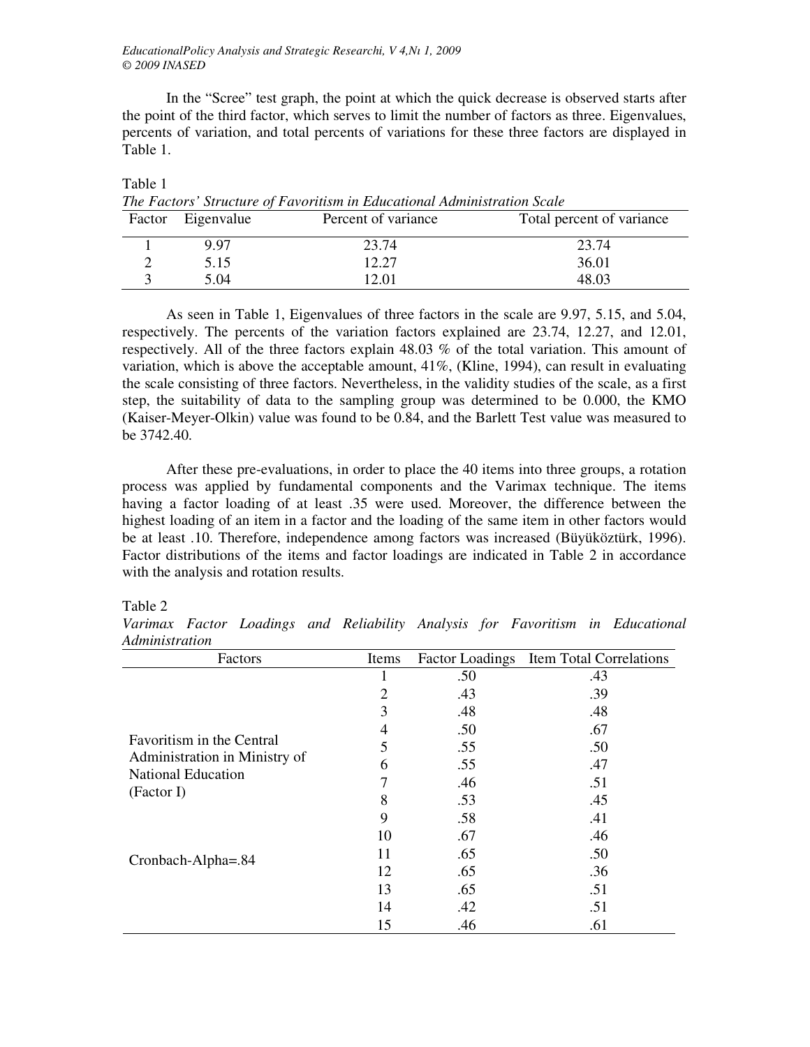In the "Scree" test graph, the point at which the quick decrease is observed starts after the point of the third factor, which serves to limit the number of factors as three. Eigenvalues, percents of variation, and total percents of variations for these three factors are displayed in Table 1.

Table 1
*The Factors' Structure of Favoritism in Educational Administration Scale*

| Factor | Eigenvalue | Percent of variance | Total percent of variance |
|---|---|---|---|
| 1 | 9.97 | 23.74 | 23.74 |
| 2 | 5.15 | 12.27 | 36.01 |
| 3 | 5.04 | 12.01 | 48.03 |

As seen in Table 1, Eigenvalues of three factors in the scale are 9.97, 5.15, and 5.04, respectively. The percents of the variation factors explained are 23.74, 12.27, and 12.01, respectively. All of the three factors explain 48.03 % of the total variation. This amount of variation, which is above the acceptable amount, 41%, (Kline, 1994), can result in evaluating the scale consisting of three factors. Nevertheless, in the validity studies of the scale, as a first step, the suitability of data to the sampling group was determined to be 0.000, the KMO (Kaiser-Meyer-Olkin) value was found to be 0.84, and the Barlett Test value was measured to be 3742.40.

After these pre-evaluations, in order to place the 40 items into three groups, a rotation process was applied by fundamental components and the Varimax technique. The items having a factor loading of at least .35 were used. Moreover, the difference between the highest loading of an item in a factor and the loading of the same item in other factors would be at least .10. Therefore, independence among factors was increased (Büyüköztürk, 1996). Factor distributions of the items and factor loadings are indicated in Table 2 in accordance with the analysis and rotation results.

Table 2
*Varimax Factor Loadings and Reliability Analysis for Favoritism in Educational Administration*

| Factors | Items | Factor Loadings | Item Total Correlations |
|---|---|---|---|
| Favoritism in the Central Administration in Ministry of National Education (Factor I) | 1 | .50 | .43 |
| | 2 | .43 | .39 |
| | 3 | .48 | .48 |
| | 4 | .50 | .67 |
| | 5 | .55 | .50 |
| | 6 | .55 | .47 |
| | 7 | .46 | .51 |
| | 8 | .53 | .45 |
| | 9 | .58 | .41 |
| | 10 | .67 | .46 |
| Cronbach-Alpha=.84 | 11 | .65 | .50 |
| | 12 | .65 | .36 |
| | 13 | .65 | .51 |
| | 14 | .42 | .51 |
| | 15 | .46 | .61 |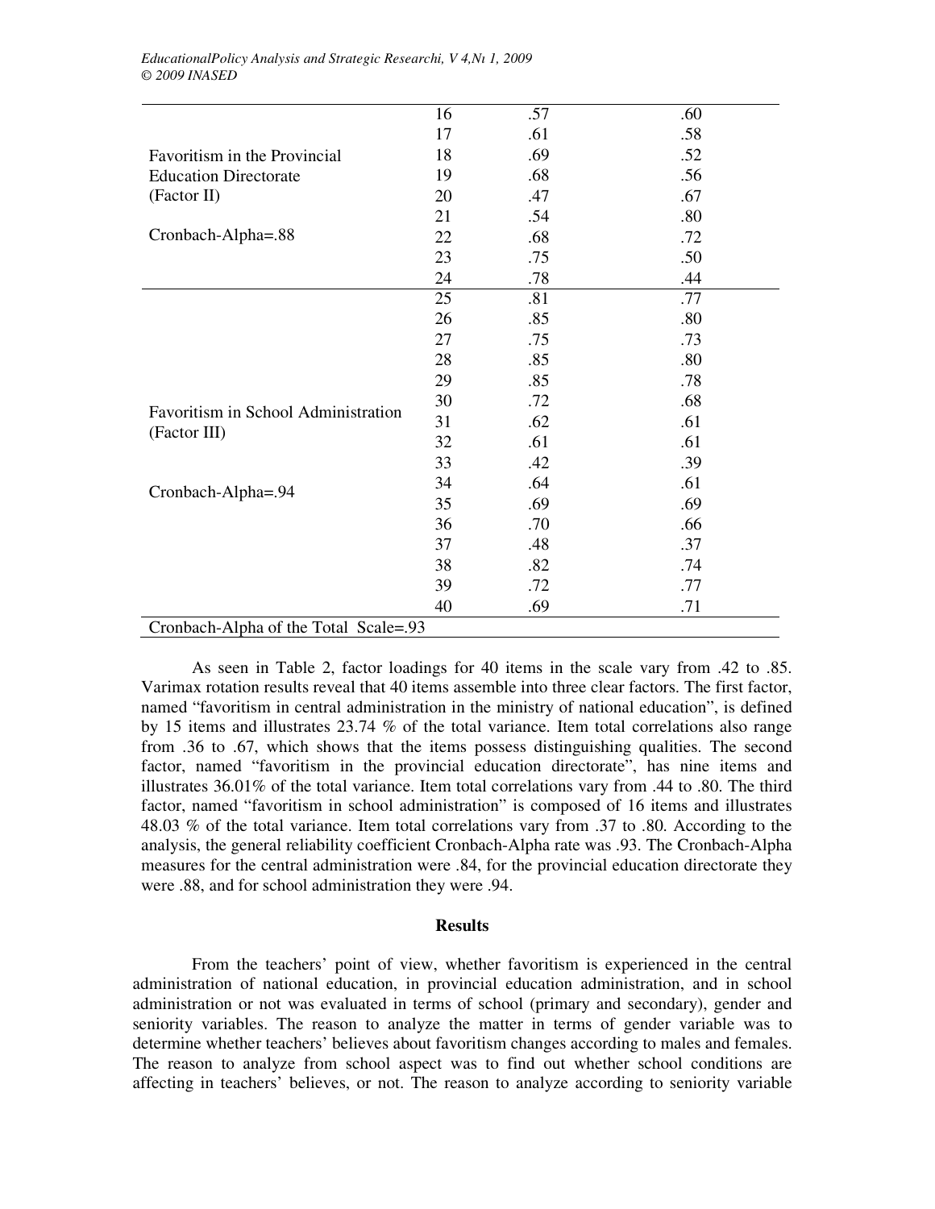| | | | |
|---|---|---|---|
| Favoritism in the Provincial Education Directorate (Factor II)<br><br>Cronbach-Alpha=.88 | 16 | .57 | .60 |
| | 17 | .61 | .58 |
| | 18 | .69 | .52 |
| | 19 | .68 | .56 |
| | 20 | .47 | .67 |
| | 21 | .54 | .80 |
| | 22 | .68 | .72 |
| | 23 | .75 | .50 |
| | 24 | .78 | .44 |
| Favoritism in School Administration (Factor III)<br><br>Cronbach-Alpha=.94 | 25 | .81 | .77 |
| | 26 | .85 | .80 |
| | 27 | .75 | .73 |
| | 28 | .85 | .80 |
| | 29 | .85 | .78 |
| | 30 | .72 | .68 |
| | 31 | .62 | .61 |
| | 32 | .61 | .61 |
| | 33 | .42 | .39 |
| | 34 | .64 | .61 |
| | 35 | .69 | .69 |
| | 36 | .70 | .66 |
| | 37 | .48 | .37 |
| | 38 | .82 | .74 |
| | 39 | .72 | .77 |
| | 40 | .69 | .71 |
| Cronbach-Alpha of the Total Scale=.93 | | | |

As seen in Table 2, factor loadings for 40 items in the scale vary from .42 to .85. Varimax rotation results reveal that 40 items assemble into three clear factors. The first factor, named "favoritism in central administration in the ministry of national education", is defined by 15 items and illustrates 23.74 % of the total variance. Item total correlations also range from .36 to .67, which shows that the items possess distinguishing qualities. The second factor, named "favoritism in the provincial education directorate", has nine items and illustrates 36.01% of the total variance. Item total correlations vary from .44 to .80. The third factor, named "favoritism in school administration" is composed of 16 items and illustrates 48.03 % of the total variance. Item total correlations vary from .37 to .80. According to the analysis, the general reliability coefficient Cronbach-Alpha rate was .93. The Cronbach-Alpha measures for the central administration were .84, for the provincial education directorate they were .88, and for school administration they were .94.

## Results

From the teachers' point of view, whether favoritism is experienced in the central administration of national education, in provincial education administration, and in school administration or not was evaluated in terms of school (primary and secondary), gender and seniority variables. The reason to analyze the matter in terms of gender variable was to determine whether teachers' believes about favoritism changes according to males and females. The reason to analyze from school aspect was to find out whether school conditions are affecting in teachers' believes, or not. The reason to analyze according to seniority variable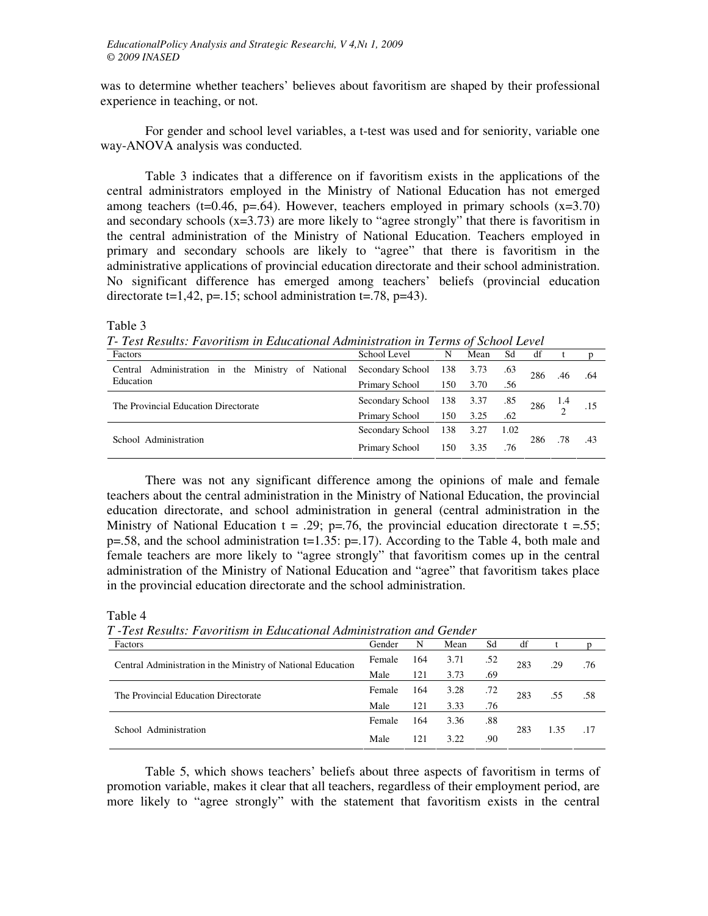was to determine whether teachers' believes about favoritism are shaped by their professional experience in teaching, or not.

For gender and school level variables, a t-test was used and for seniority, variable one way-ANOVA analysis was conducted.

Table 3 indicates that a difference on if favoritism exists in the applications of the central administrators employed in the Ministry of National Education has not emerged among teachers (t=0.46, p=.64). However, teachers employed in primary schools (x=3.70) and secondary schools (x=3.73) are more likely to "agree strongly" that there is favoritism in the central administration of the Ministry of National Education. Teachers employed in primary and secondary schools are likely to "agree" that there is favoritism in the administrative applications of provincial education directorate and their school administration. No significant difference has emerged among teachers' beliefs (provincial education directorate t=1,42, p=.15; school administration t=.78, p=43).

Table 3

*T- Test Results: Favoritism in Educational Administration in Terms of School Level*

| Factors | School Level | N | Mean | Sd | df | t | p |
|---|---|---|---|---|---|---|---|
| Central Administration in the Ministry of National Education | Secondary School | 138 | 3.73 | .63 | 286 | .46 | .64 |
| | Primary School | 150 | 3.70 | .56 | | | |
| The Provincial Education Directorate | Secondary School | 138 | 3.37 | .85 | 286 | 1.42 | .15 |
| | Primary School | 150 | 3.25 | .62 | | | |
| School Administration | Secondary School | 138 | 3.27 | 1.02 | 286 | .78 | .43 |
| | Primary School | 150 | 3.35 | .76 | | | |

There was not any significant difference among the opinions of male and female teachers about the central administration in the Ministry of National Education, the provincial education directorate, and school administration in general (central administration in the Ministry of National Education t = .29; p=.76, the provincial education directorate t =.55; p=.58, and the school administration t=1.35: p=.17). According to the Table 4, both male and female teachers are more likely to "agree strongly" that favoritism comes up in the central administration of the Ministry of National Education and "agree" that favoritism takes place in the provincial education directorate and the school administration.

Table 4

*T -Test Results: Favoritism in Educational Administration and Gender*

| Factors | Gender | N | Mean | Sd | df | t | p |
|---|---|---|---|---|---|---|---|
| Central Administration in the Ministry of National Education | Female | 164 | 3.71 | .52 | 283 | .29 | .76 |
| | Male | 121 | 3.73 | .69 | | | |
| The Provincial Education Directorate | Female | 164 | 3.28 | .72 | 283 | .55 | .58 |
| | Male | 121 | 3.33 | .76 | | | |
| School Administration | Female | 164 | 3.36 | .88 | 283 | 1.35 | .17 |
| | Male | 121 | 3.22 | .90 | | | |

Table 5, which shows teachers' beliefs about three aspects of favoritism in terms of promotion variable, makes it clear that all teachers, regardless of their employment period, are more likely to "agree strongly" with the statement that favoritism exists in the central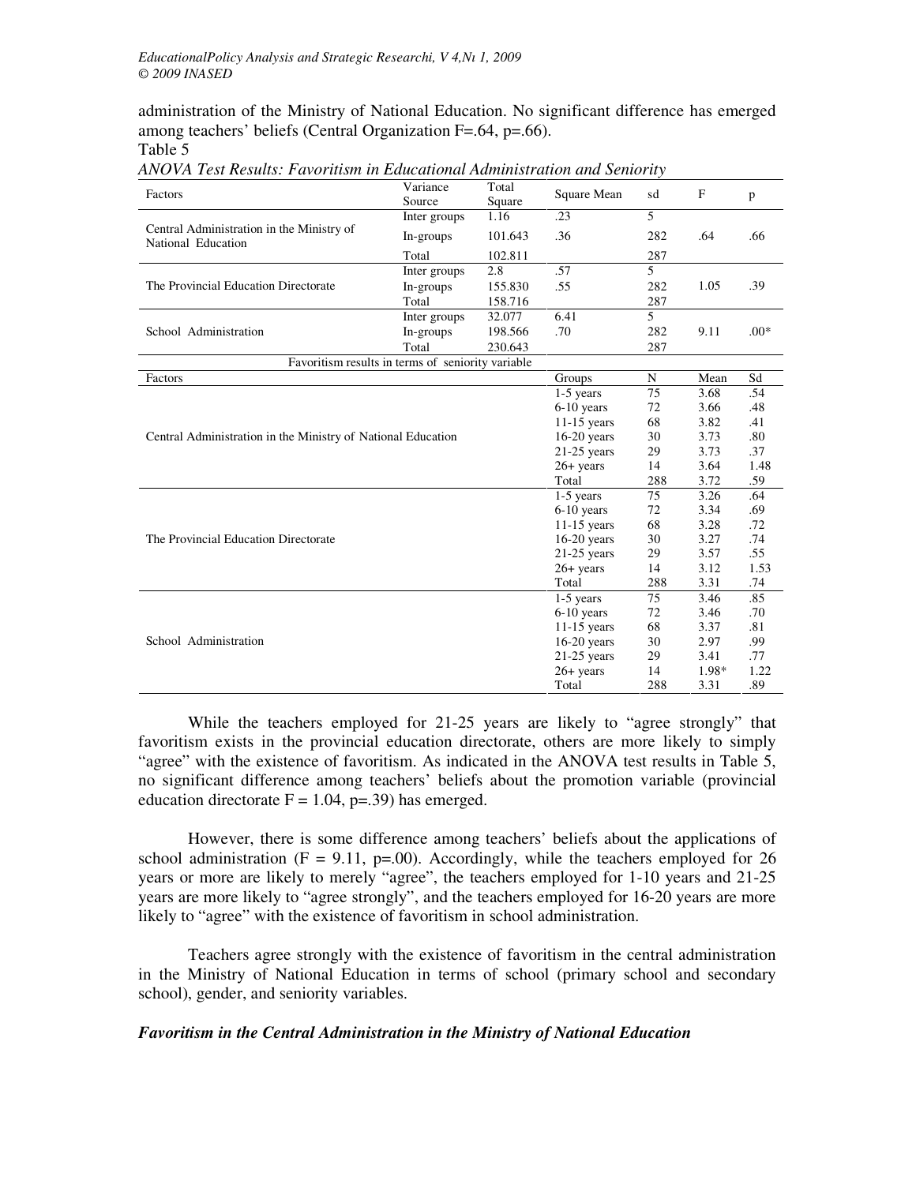administration of the Ministry of National Education. No significant difference has emerged among teachers' beliefs (Central Organization F=.64, p=.66).

Table 5

*ANOVA Test Results: Favoritism in Educational Administration and Seniority*

| Factors | Variance Source | Total Square | Square Mean | sd | F | p |
|---|---|---|---|---|---|---|
| Central Administration in the Ministry of National Education | Inter groups | 1.16 | .23 | 5 | .64 | .66 |
| | In-groups | 101.643 | .36 | 282 | | |
| | Total | 102.811 | | 287 | | |
| The Provincial Education Directorate | Inter groups | 2.8 | .57 | 5 | 1.05 | .39 |
| | In-groups | 155.830 | .55 | 282 | | |
| | Total | 158.716 | | 287 | | |
| School Administration | Inter groups | 32.077 | 6.41 | 5 | 9.11 | .00* |
| | In-groups | 198.566 | .70 | 282 | | |
| | Total | 230.643 | | 287 | | |

Favoritism results in terms of seniority variable

| Factors | Groups | N | Mean | Sd |
|---|---|---|---|---|
| Central Administration in the Ministry of National Education | 1-5 years | 75 | 3.68 | .54 |
| | 6-10 years | 72 | 3.66 | .48 |
| | 11-15 years | 68 | 3.82 | .41 |
| | 16-20 years | 30 | 3.73 | .80 |
| | 21-25 years | 29 | 3.73 | .37 |
| | 26+ years | 14 | 3.64 | 1.48 |
| | Total | 288 | 3.72 | .59 |
| The Provincial Education Directorate | 1-5 years | 75 | 3.26 | .64 |
| | 6-10 years | 72 | 3.34 | .69 |
| | 11-15 years | 68 | 3.28 | .72 |
| | 16-20 years | 30 | 3.27 | .74 |
| | 21-25 years | 29 | 3.57 | .55 |
| | 26+ years | 14 | 3.12 | 1.53 |
| | Total | 288 | 3.31 | .74 |
| School Administration | 1-5 years | 75 | 3.46 | .85 |
| | 6-10 years | 72 | 3.46 | .70 |
| | 11-15 years | 68 | 3.37 | .81 |
| | 16-20 years | 30 | 2.97 | .99 |
| | 21-25 years | 29 | 3.41 | .77 |
| | 26+ years | 14 | 1.98* | 1.22 |
| | Total | 288 | 3.31 | .89 |

While the teachers employed for 21-25 years are likely to "agree strongly" that favoritism exists in the provincial education directorate, others are more likely to simply "agree" with the existence of favoritism. As indicated in the ANOVA test results in Table 5, no significant difference among teachers' beliefs about the promotion variable (provincial education directorate F = 1.04, p=.39) has emerged.

However, there is some difference among teachers' beliefs about the applications of school administration (F = 9.11, p=.00). Accordingly, while the teachers employed for 26 years or more are likely to merely "agree", the teachers employed for 1-10 years and 21-25 years are more likely to "agree strongly", and the teachers employed for 16-20 years are more likely to "agree" with the existence of favoritism in school administration.

Teachers agree strongly with the existence of favoritism in the central administration in the Ministry of National Education in terms of school (primary school and secondary school), gender, and seniority variables.

***Favoritism in the Central Administration in the Ministry of National Education***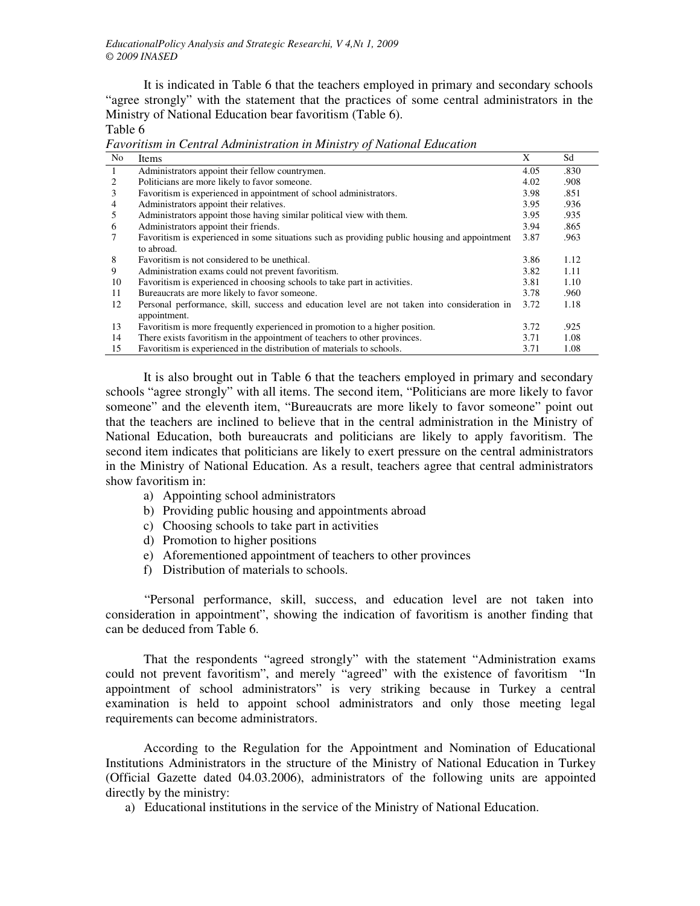It is indicated in Table 6 that the teachers employed in primary and secondary schools "agree strongly" with the statement that the practices of some central administrators in the Ministry of National Education bear favoritism (Table 6).

Table 6

*Favoritism in Central Administration in Ministry of National Education*

| No | Items | X | Sd |
|---|---|---|---|
| 1 | Administrators appoint their fellow countrymen. | 4.05 | .830 |
| 2 | Politicians are more likely to favor someone. | 4.02 | .908 |
| 3 | Favoritism is experienced in appointment of school administrators. | 3.98 | .851 |
| 4 | Administrators appoint their relatives. | 3.95 | .936 |
| 5 | Administrators appoint those having similar political view with them. | 3.95 | .935 |
| 6 | Administrators appoint their friends. | 3.94 | .865 |
| 7 | Favoritism is experienced in some situations such as providing public housing and appointment to abroad. | 3.87 | .963 |
| 8 | Favoritism is not considered to be unethical. | 3.86 | 1.12 |
| 9 | Administration exams could not prevent favoritism. | 3.82 | 1.11 |
| 10 | Favoritism is experienced in choosing schools to take part in activities. | 3.81 | 1.10 |
| 11 | Bureaucrats are more likely to favor someone. | 3.78 | .960 |
| 12 | Personal performance, skill, success and education level are not taken into consideration in appointment. | 3.72 | 1.18 |
| 13 | Favoritism is more frequently experienced in promotion to a higher position. | 3.72 | .925 |
| 14 | There exists favoritism in the appointment of teachers to other provinces. | 3.71 | 1.08 |
| 15 | Favoritism is experienced in the distribution of materials to schools. | 3.71 | 1.08 |

It is also brought out in Table 6 that the teachers employed in primary and secondary schools "agree strongly" with all items. The second item, "Politicians are more likely to favor someone" and the eleventh item, "Bureaucrats are more likely to favor someone" point out that the teachers are inclined to believe that in the central administration in the Ministry of National Education, both bureaucrats and politicians are likely to apply favoritism. The second item indicates that politicians are likely to exert pressure on the central administrators in the Ministry of National Education. As a result, teachers agree that central administrators show favoritism in:

a) Appointing school administrators
b) Providing public housing and appointments abroad
c) Choosing schools to take part in activities
d) Promotion to higher positions
e) Aforementioned appointment of teachers to other provinces
f) Distribution of materials to schools.

"Personal performance, skill, success, and education level are not taken into consideration in appointment", showing the indication of favoritism is another finding that can be deduced from Table 6.

That the respondents "agreed strongly" with the statement "Administration exams could not prevent favoritism", and merely "agreed" with the existence of favoritism "In appointment of school administrators" is very striking because in Turkey a central examination is held to appoint school administrators and only those meeting legal requirements can become administrators.

According to the Regulation for the Appointment and Nomination of Educational Institutions Administrators in the structure of the Ministry of National Education in Turkey (Official Gazette dated 04.03.2006), administrators of the following units are appointed directly by the ministry:

a) Educational institutions in the service of the Ministry of National Education.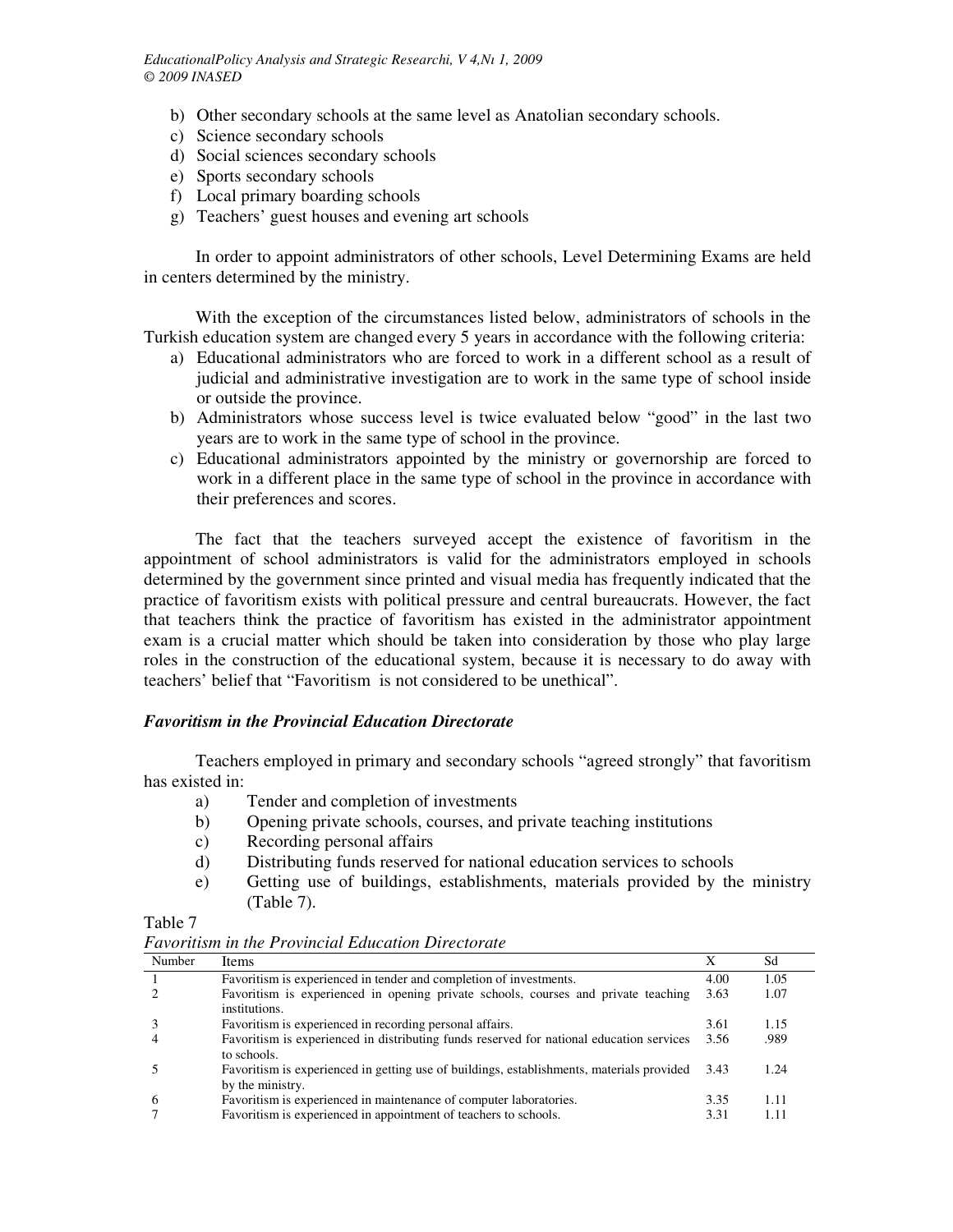b) Other secondary schools at the same level as Anatolian secondary schools.
c) Science secondary schools
d) Social sciences secondary schools
e) Sports secondary schools
f) Local primary boarding schools
g) Teachers' guest houses and evening art schools

In order to appoint administrators of other schools, Level Determining Exams are held in centers determined by the ministry.

With the exception of the circumstances listed below, administrators of schools in the Turkish education system are changed every 5 years in accordance with the following criteria:

a) Educational administrators who are forced to work in a different school as a result of judicial and administrative investigation are to work in the same type of school inside or outside the province.
b) Administrators whose success level is twice evaluated below "good" in the last two years are to work in the same type of school in the province.
c) Educational administrators appointed by the ministry or governorship are forced to work in a different place in the same type of school in the province in accordance with their preferences and scores.

The fact that the teachers surveyed accept the existence of favoritism in the appointment of school administrators is valid for the administrators employed in schools determined by the government since printed and visual media has frequently indicated that the practice of favoritism exists with political pressure and central bureaucrats. However, the fact that teachers think the practice of favoritism has existed in the administrator appointment exam is a crucial matter which should be taken into consideration by those who play large roles in the construction of the educational system, because it is necessary to do away with teachers' belief that "Favoritism is not considered to be unethical".

### *Favoritism in the Provincial Education Directorate*

Teachers employed in primary and secondary schools "agreed strongly" that favoritism has existed in:

a) Tender and completion of investments
b) Opening private schools, courses, and private teaching institutions
c) Recording personal affairs
d) Distributing funds reserved for national education services to schools
e) Getting use of buildings, establishments, materials provided by the ministry (Table 7).

Table 7

*Favoritism in the Provincial Education Directorate*

| Number | Items | X | Sd |
|---|---|---|---|
| 1 | Favoritism is experienced in tender and completion of investments. | 4.00 | 1.05 |
| 2 | Favoritism is experienced in opening private schools, courses and private teaching institutions. | 3.63 | 1.07 |
| 3 | Favoritism is experienced in recording personal affairs. | 3.61 | 1.15 |
| 4 | Favoritism is experienced in distributing funds reserved for national education services to schools. | 3.56 | .989 |
| 5 | Favoritism is experienced in getting use of buildings, establishments, materials provided by the ministry. | 3.43 | 1.24 |
| 6 | Favoritism is experienced in maintenance of computer laboratories. | 3.35 | 1.11 |
| 7 | Favoritism is experienced in appointment of teachers to schools. | 3.31 | 1.11 |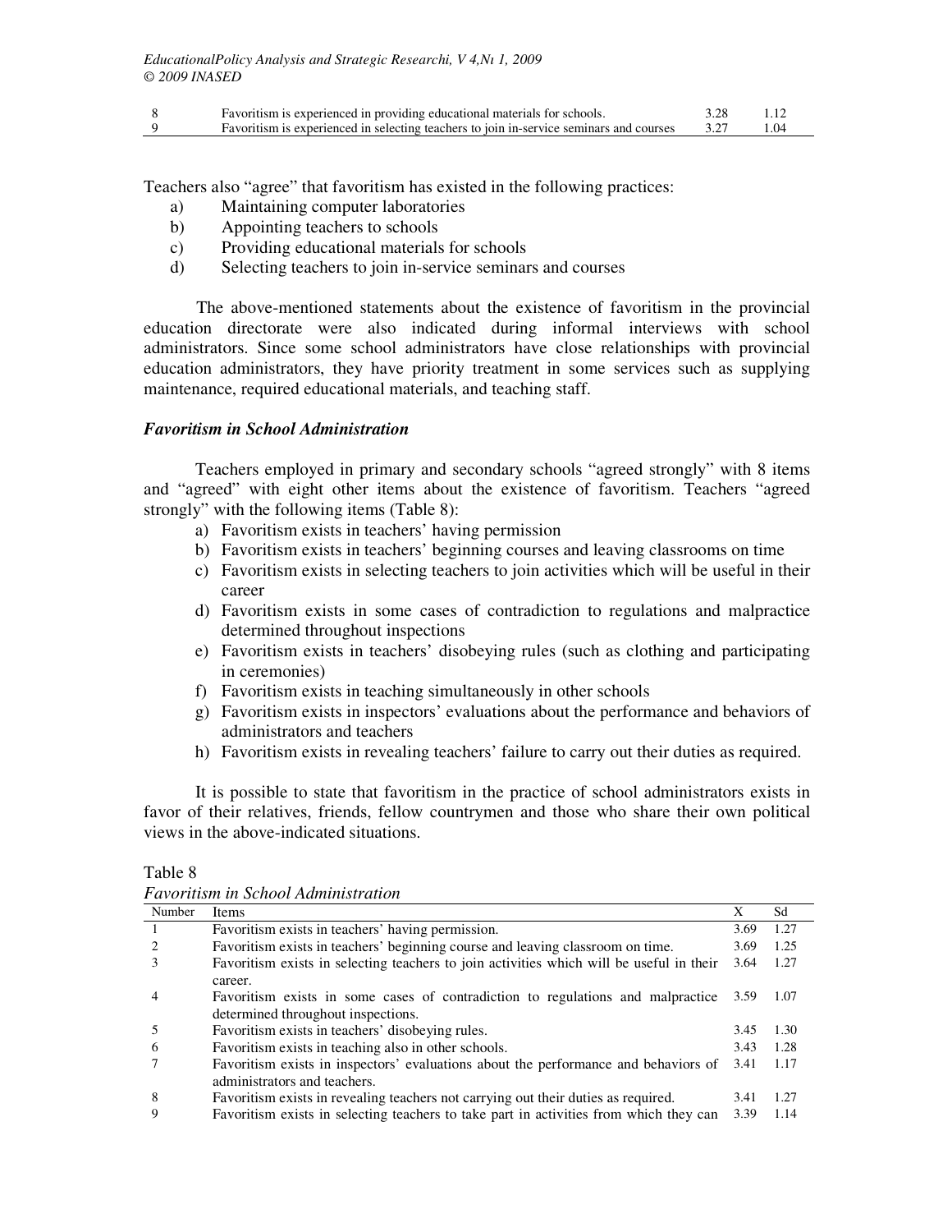| | | | |
|---|---|---|---|
| 8 | Favoritism is experienced in providing educational materials for schools. | 3.28 | 1.12 |
| 9 | Favoritism is experienced in selecting teachers to join in-service seminars and courses | 3.27 | 1.04 |

Teachers also "agree" that favoritism has existed in the following practices:

a) Maintaining computer laboratories
b) Appointing teachers to schools
c) Providing educational materials for schools
d) Selecting teachers to join in-service seminars and courses

The above-mentioned statements about the existence of favoritism in the provincial education directorate were also indicated during informal interviews with school administrators. Since some school administrators have close relationships with provincial education administrators, they have priority treatment in some services such as supplying maintenance, required educational materials, and teaching staff.

### *Favoritism in School Administration*

Teachers employed in primary and secondary schools "agreed strongly" with 8 items and "agreed" with eight other items about the existence of favoritism. Teachers "agreed strongly" with the following items (Table 8):

a) Favoritism exists in teachers' having permission
b) Favoritism exists in teachers' beginning courses and leaving classrooms on time
c) Favoritism exists in selecting teachers to join activities which will be useful in their career
d) Favoritism exists in some cases of contradiction to regulations and malpractice determined throughout inspections
e) Favoritism exists in teachers' disobeying rules (such as clothing and participating in ceremonies)
f) Favoritism exists in teaching simultaneously in other schools
g) Favoritism exists in inspectors' evaluations about the performance and behaviors of administrators and teachers
h) Favoritism exists in revealing teachers' failure to carry out their duties as required.

It is possible to state that favoritism in the practice of school administrators exists in favor of their relatives, friends, fellow countrymen and those who share their own political views in the above-indicated situations.

Table 8
*Favoritism in School Administration*

| Number | Items | X | Sd |
|---|---|---|---|
| 1 | Favoritism exists in teachers' having permission. | 3.69 | 1.27 |
| 2 | Favoritism exists in teachers' beginning course and leaving classroom on time. | 3.69 | 1.25 |
| 3 | Favoritism exists in selecting teachers to join activities which will be useful in their career. | 3.64 | 1.27 |
| 4 | Favoritism exists in some cases of contradiction to regulations and malpractice determined throughout inspections. | 3.59 | 1.07 |
| 5 | Favoritism exists in teachers' disobeying rules. | 3.45 | 1.30 |
| 6 | Favoritism exists in teaching also in other schools. | 3.43 | 1.28 |
| 7 | Favoritism exists in inspectors' evaluations about the performance and behaviors of administrators and teachers. | 3.41 | 1.17 |
| 8 | Favoritism exists in revealing teachers not carrying out their duties as required. | 3.41 | 1.27 |
| 9 | Favoritism exists in selecting teachers to take part in activities from which they can | 3.39 | 1.14 |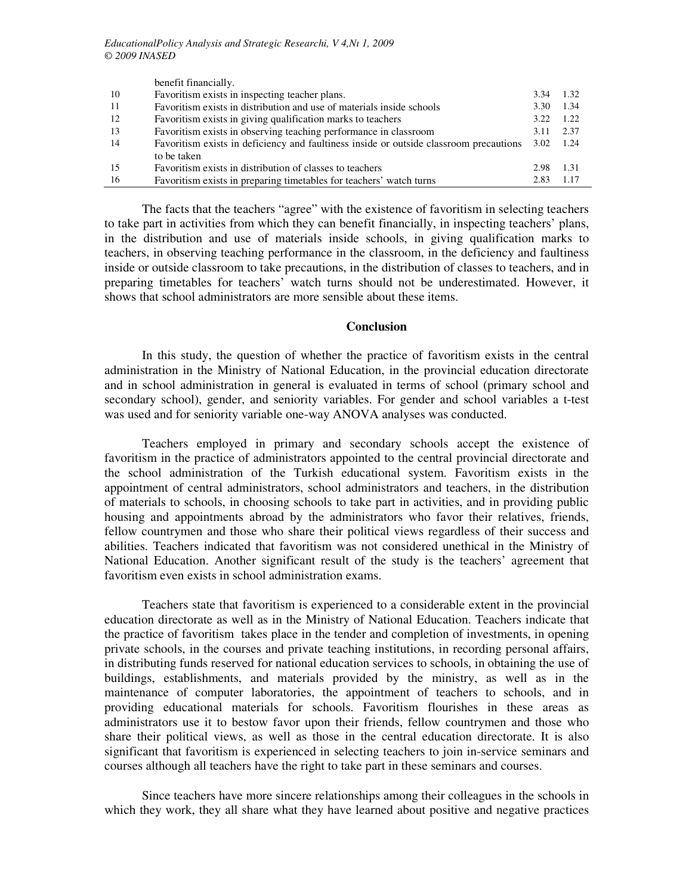| | | | |
|---|---|---|---|
| | benefit financially. | | |
| 10 | Favoritism exists in inspecting teacher plans. | 3.34 | 1.32 |
| 11 | Favoritism exists in distribution and use of materials inside schools | 3.30 | 1.34 |
| 12 | Favoritism exists in giving qualification marks to teachers | 3.22 | 1.22 |
| 13 | Favoritism exists in observing teaching performance in classroom | 3.11 | 2.37 |
| 14 | Favoritism exists in deficiency and faultiness inside or outside classroom precautions to be taken | 3.02 | 1.24 |
| 15 | Favoritism exists in distribution of classes to teachers | 2.98 | 1.31 |
| 16 | Favoritism exists in preparing timetables for teachers' watch turns | 2.83 | 1.17 |

The facts that the teachers "agree" with the existence of favoritism in selecting teachers to take part in activities from which they can benefit financially, in inspecting teachers' plans, in the distribution and use of materials inside schools, in giving qualification marks to teachers, in observing teaching performance in the classroom, in the deficiency and faultiness inside or outside classroom to take precautions, in the distribution of classes to teachers, and in preparing timetables for teachers' watch turns should not be underestimated. However, it shows that school administrators are more sensible about these items.

## Conclusion

In this study, the question of whether the practice of favoritism exists in the central administration in the Ministry of National Education, in the provincial education directorate and in school administration in general is evaluated in terms of school (primary school and secondary school), gender, and seniority variables. For gender and school variables a t-test was used and for seniority variable one-way ANOVA analyses was conducted.

Teachers employed in primary and secondary schools accept the existence of favoritism in the practice of administrators appointed to the central provincial directorate and the school administration of the Turkish educational system. Favoritism exists in the appointment of central administrators, school administrators and teachers, in the distribution of materials to schools, in choosing schools to take part in activities, and in providing public housing and appointments abroad by the administrators who favor their relatives, friends, fellow countrymen and those who share their political views regardless of their success and abilities. Teachers indicated that favoritism was not considered unethical in the Ministry of National Education. Another significant result of the study is the teachers' agreement that favoritism even exists in school administration exams.

Teachers state that favoritism is experienced to a considerable extent in the provincial education directorate as well as in the Ministry of National Education. Teachers indicate that the practice of favoritism takes place in the tender and completion of investments, in opening private schools, in the courses and private teaching institutions, in recording personal affairs, in distributing funds reserved for national education services to schools, in obtaining the use of buildings, establishments, and materials provided by the ministry, as well as in the maintenance of computer laboratories, the appointment of teachers to schools, and in providing educational materials for schools. Favoritism flourishes in these areas as administrators use it to bestow favor upon their friends, fellow countrymen and those who share their political views, as well as those in the central education directorate. It is also significant that favoritism is experienced in selecting teachers to join in-service seminars and courses although all teachers have the right to take part in these seminars and courses.

Since teachers have more sincere relationships among their colleagues in the schools in which they work, they all share what they have learned about positive and negative practices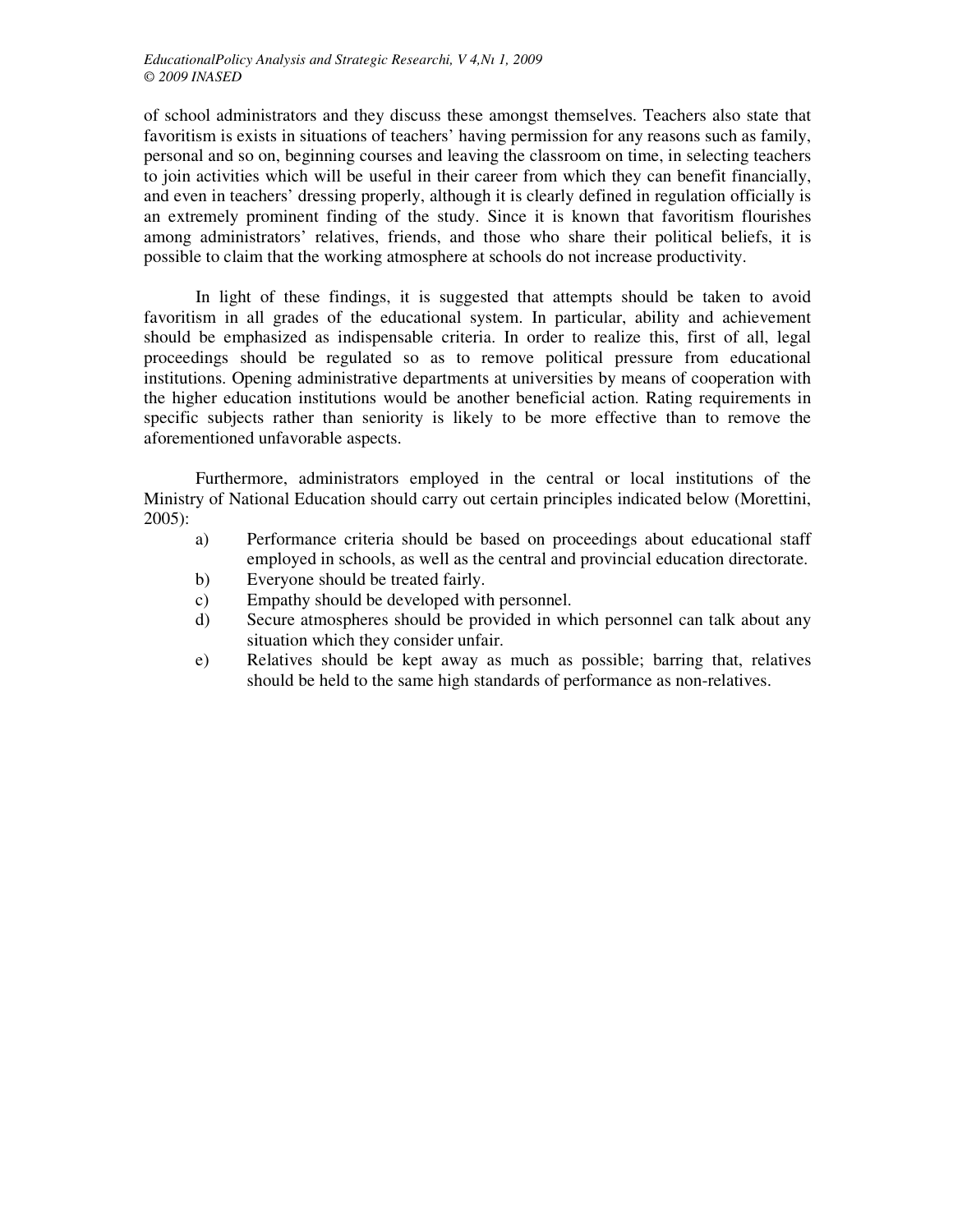of school administrators and they discuss these amongst themselves. Teachers also state that favoritism is exists in situations of teachers' having permission for any reasons such as family, personal and so on, beginning courses and leaving the classroom on time, in selecting teachers to join activities which will be useful in their career from which they can benefit financially, and even in teachers' dressing properly, although it is clearly defined in regulation officially is an extremely prominent finding of the study. Since it is known that favoritism flourishes among administrators' relatives, friends, and those who share their political beliefs, it is possible to claim that the working atmosphere at schools do not increase productivity.

In light of these findings, it is suggested that attempts should be taken to avoid favoritism in all grades of the educational system. In particular, ability and achievement should be emphasized as indispensable criteria. In order to realize this, first of all, legal proceedings should be regulated so as to remove political pressure from educational institutions. Opening administrative departments at universities by means of cooperation with the higher education institutions would be another beneficial action. Rating requirements in specific subjects rather than seniority is likely to be more effective than to remove the aforementioned unfavorable aspects.

Furthermore, administrators employed in the central or local institutions of the Ministry of National Education should carry out certain principles indicated below (Morettini, 2005):

a) Performance criteria should be based on proceedings about educational staff employed in schools, as well as the central and provincial education directorate.
b) Everyone should be treated fairly.
c) Empathy should be developed with personnel.
d) Secure atmospheres should be provided in which personnel can talk about any situation which they consider unfair.
e) Relatives should be kept away as much as possible; barring that, relatives should be held to the same high standards of performance as non-relatives.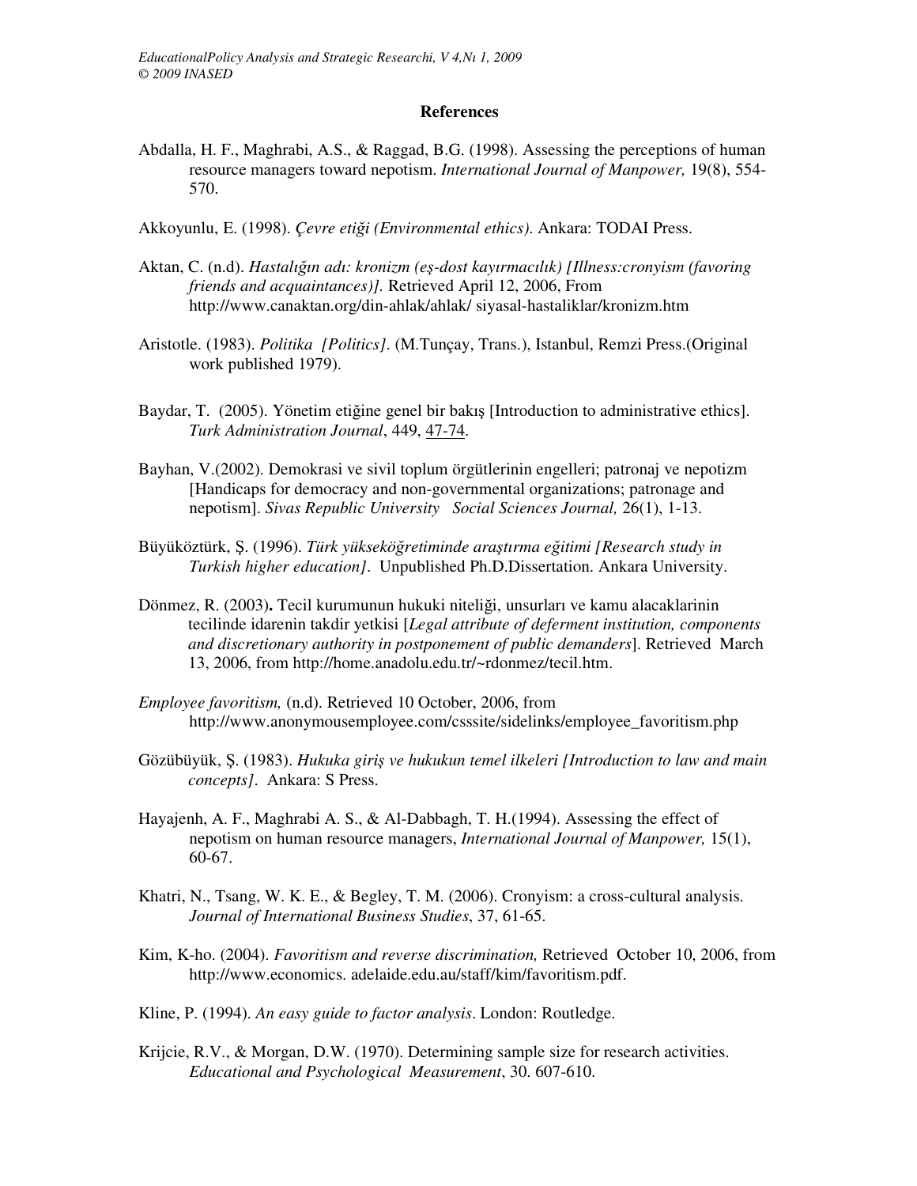## References

Abdalla, H. F., Maghrabi, A.S., & Raggad, B.G. (1998). Assessing the perceptions of human resource managers toward nepotism. *International Journal of Manpower,* 19(8), 554-570.

Akkoyunlu, E. (1998). *Çevre etiği (Environmental ethics)*. Ankara: TODAI Press.

Aktan, C. (n.d). *Hastalığın adı: kronizm (eş-dost kayırmacılık) [Illness:cronyism (favoring friends and acquaintances)].* Retrieved April 12, 2006, From http://www.canaktan.org/din-ahlak/ahlak/ siyasal-hastaliklar/kronizm.htm

Aristotle. (1983). *Politika [Politics]*. (M.Tunçay, Trans.), Istanbul, Remzi Press.(Original work published 1979).

Baydar, T. (2005). Yönetim etiğine genel bir bakış [Introduction to administrative ethics]. *Turk Administration Journal*, 449, 47-74.

Bayhan, V.(2002). Demokrasi ve sivil toplum örgütlerinin engelleri; patronaj ve nepotizm [Handicaps for democracy and non-governmental organizations; patronage and nepotism]. *Sivas Republic University Social Sciences Journal,* 26(1), 1-13.

Büyüköztürk, Ş. (1996). *Türk yükseköğretiminde araştırma eğitimi [Research study in Turkish higher education]*. Unpublished Ph.D.Dissertation. Ankara University.

Dönmez, R. (2003)**.** Tecil kurumunun hukuki niteliği, unsurları ve kamu alacaklarinin tecilinde idarenin takdir yetkisi [*Legal attribute of deferment institution, components and discretionary authority in postponement of public demanders*]. Retrieved March 13, 2006, from http://home.anadolu.edu.tr/~rdonmez/tecil.htm.

*Employee favoritism,* (n.d). Retrieved 10 October, 2006, from http://www.anonymousemployee.com/csssite/sidelinks/employee_favoritism.php

Gözübüyük, Ş. (1983). *Hukuka giriş ve hukukun temel ilkeleri [Introduction to law and main concepts]*. Ankara: S Press.

Hayajenh, A. F., Maghrabi A. S., & Al-Dabbagh, T. H.(1994). Assessing the effect of nepotism on human resource managers, *International Journal of Manpower,* 15(1), 60-67.

Khatri, N., Tsang, W. K. E., & Begley, T. M. (2006). Cronyism: a cross-cultural analysis. *Journal of International Business Studies*, 37, 61-65.

Kim, K-ho. (2004). *Favoritism and reverse discrimination,* Retrieved October 10, 2006, from http://www.economics. adelaide.edu.au/staff/kim/favoritism.pdf.

Kline, P. (1994). *An easy guide to factor analysis*. London: Routledge.

Krijcie, R.V., & Morgan, D.W. (1970). Determining sample size for research activities. *Educational and Psychological Measurement*, 30. 607-610.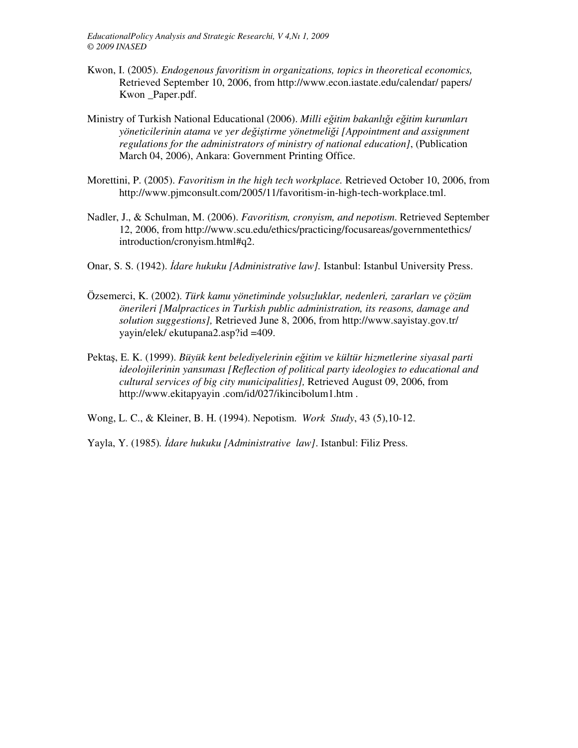Kwon, I. (2005). *Endogenous favoritism in organizations, topics in theoretical economics,* Retrieved September 10, 2006, from http://www.econ.iastate.edu/calendar/ papers/ Kwon _Paper.pdf.

Ministry of Turkish National Educational (2006). *Milli eğitim bakanlığı eğitim kurumları yöneticilerinin atama ve yer değiştirme yönetmeliği [Appointment and assignment regulations for the administrators of ministry of national education]*, (Publication March 04, 2006), Ankara: Government Printing Office.

Morettini, P. (2005). *Favoritism in the high tech workplace.* Retrieved October 10, 2006, from http://www.pjmconsult.com/2005/11/favoritism-in-high-tech-workplace.tml.

Nadler, J., & Schulman, M. (2006). *Favoritism, cronyism, and nepotism.* Retrieved September 12, 2006, from http://www.scu.edu/ethics/practicing/focusareas/governmentethics/ introduction/cronyism.html#q2.

Onar, S. S. (1942). *İdare hukuku [Administrative law].* Istanbul: Istanbul University Press.

Özsemerci, K. (2002). *Türk kamu yönetiminde yolsuzluklar, nedenleri, zararları ve çözüm önerileri [Malpractices in Turkish public administration, its reasons, damage and solution suggestions],* Retrieved June 8, 2006, from http://www.sayistay.gov.tr/ yayin/elek/ ekutupana2.asp?id =409.

Pektaş, E. K. (1999). *Büyük kent belediyelerinin eğitim ve kültür hizmetlerine siyasal parti ideolojilerinin yansıması [Reflection of political party ideologies to educational and cultural services of big city municipalities],* Retrieved August 09, 2006, from http://www.ekitapyayin .com/id/027/ikincibolum1.htm .

Wong, L. C., & Kleiner, B. H. (1994). Nepotism. *Work Study*, 43 (5),10-12.

Yayla, Y. (1985). *İdare hukuku [Administrative law]*. Istanbul: Filiz Press.